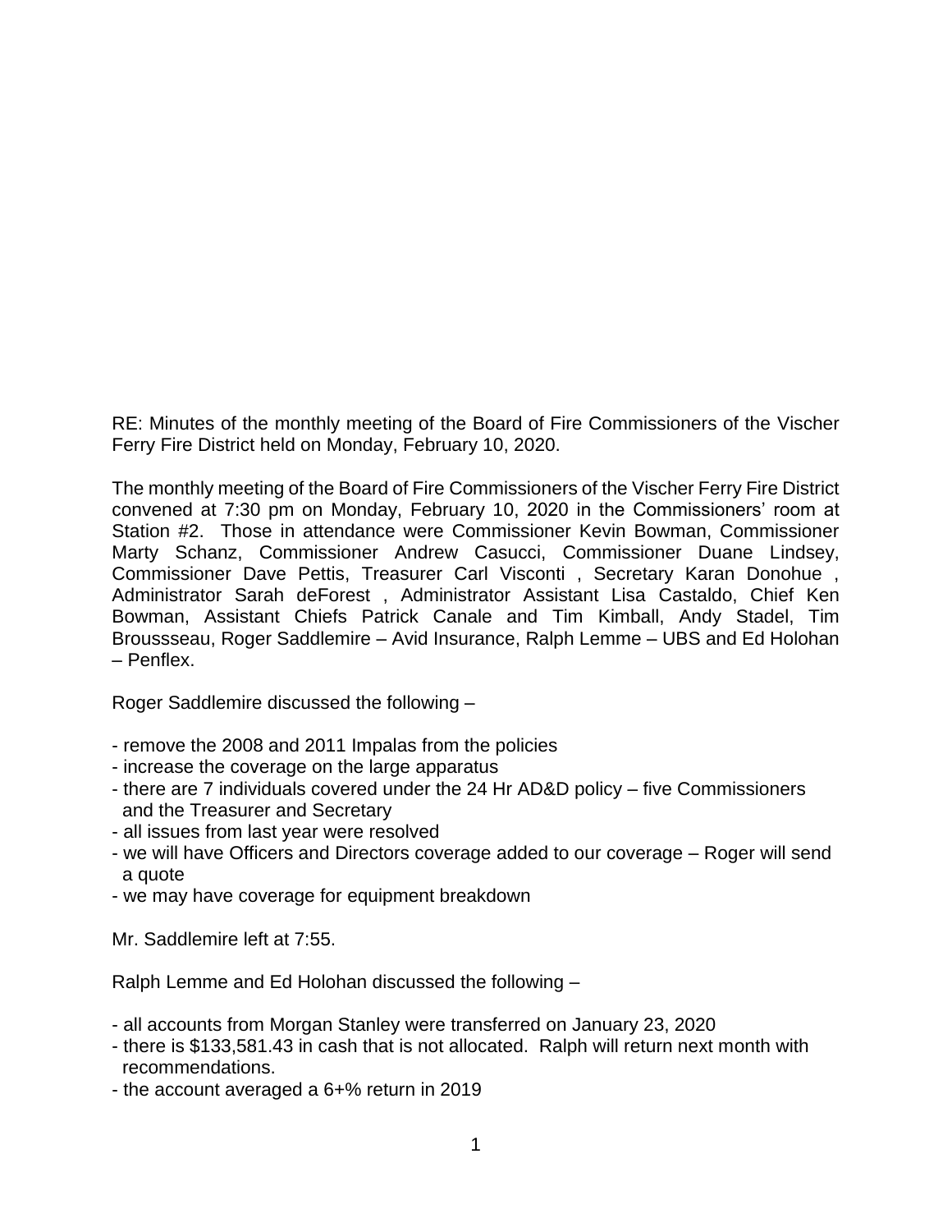RE: Minutes of the monthly meeting of the Board of Fire Commissioners of the Vischer Ferry Fire District held on Monday, February 10, 2020.

The monthly meeting of the Board of Fire Commissioners of the Vischer Ferry Fire District convened at 7:30 pm on Monday, February 10, 2020 in the Commissioners' room at Station #2. Those in attendance were Commissioner Kevin Bowman, Commissioner Marty Schanz, Commissioner Andrew Casucci, Commissioner Duane Lindsey, Commissioner Dave Pettis, Treasurer Carl Visconti , Secretary Karan Donohue , Administrator Sarah deForest , Administrator Assistant Lisa Castaldo, Chief Ken Bowman, Assistant Chiefs Patrick Canale and Tim Kimball, Andy Stadel, Tim Broussseau, Roger Saddlemire – Avid Insurance, Ralph Lemme – UBS and Ed Holohan – Penflex.

Roger Saddlemire discussed the following –

- remove the 2008 and 2011 Impalas from the policies
- increase the coverage on the large apparatus
- there are 7 individuals covered under the 24 Hr AD&D policy – five Commissioners and the Treasurer and Secretary
- all issues from last year were resolved
- we will have Officers and Directors coverage added to our coverage – Roger will send a quote
- we may have coverage for equipment breakdown

Mr. Saddlemire left at 7:55.

Ralph Lemme and Ed Holohan discussed the following –

- all accounts from Morgan Stanley were transferred on January 23, 2020
- there is $133,581.43 in cash that is not allocated. Ralph will return next month with recommendations.
- the account averaged a 6+% return in 2019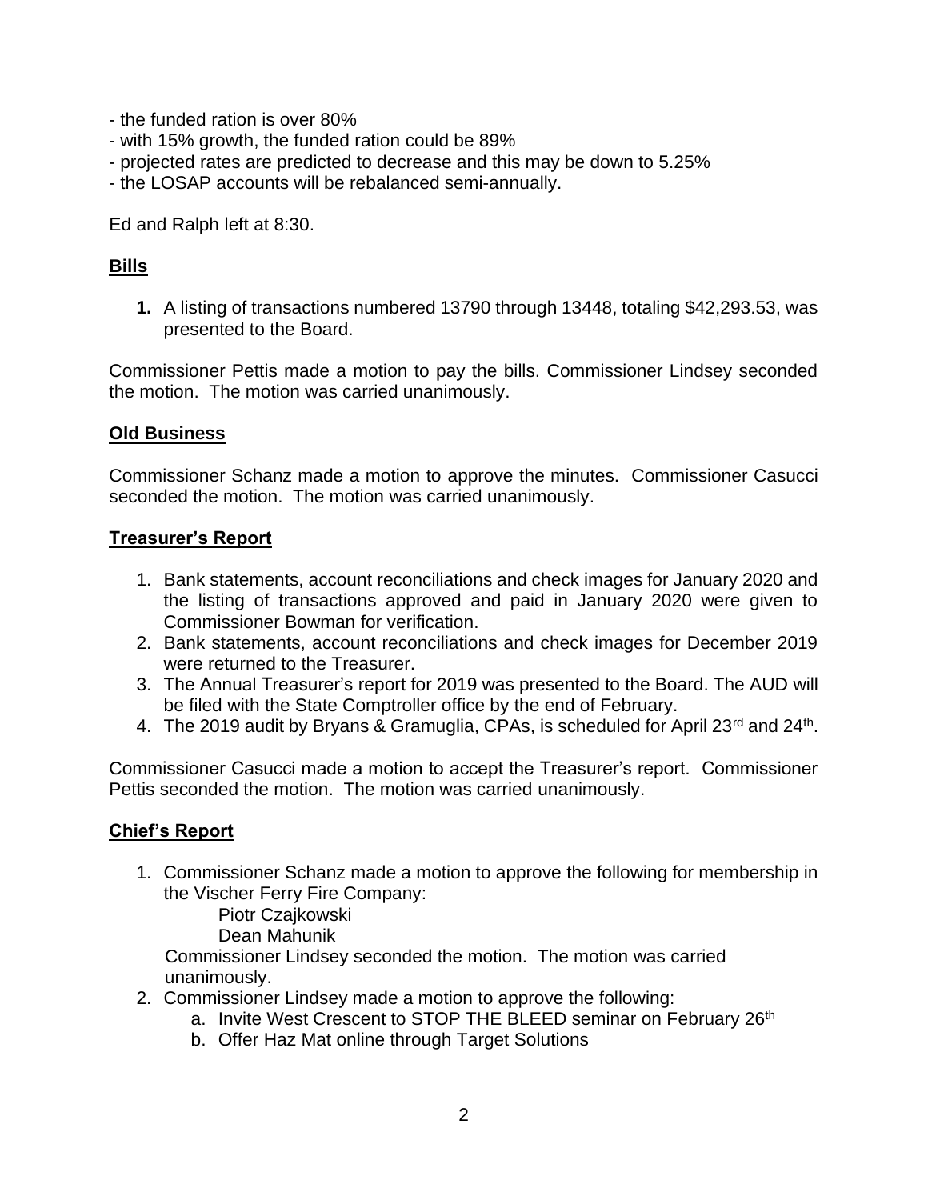- the funded ration is over 80%
- with 15% growth, the funded ration could be 89%
- projected rates are predicted to decrease and this may be down to 5.25%
- the LOSAP accounts will be rebalanced semi-annually.

Ed and Ralph left at 8:30.

## Bills

1. A listing of transactions numbered 13790 through 13448, totaling $42,293.53, was presented to the Board.

Commissioner Pettis made a motion to pay the bills. Commissioner Lindsey seconded the motion. The motion was carried unanimously.

## Old Business

Commissioner Schanz made a motion to approve the minutes. Commissioner Casucci seconded the motion. The motion was carried unanimously.

## Treasurer's Report

1. Bank statements, account reconciliations and check images for January 2020 and the listing of transactions approved and paid in January 2020 were given to Commissioner Bowman for verification.
2. Bank statements, account reconciliations and check images for December 2019 were returned to the Treasurer.
3. The Annual Treasurer's report for 2019 was presented to the Board. The AUD will be filed with the State Comptroller office by the end of February.
4. The 2019 audit by Bryans & Gramuglia, CPAs, is scheduled for April 23rd and 24th.

Commissioner Casucci made a motion to accept the Treasurer's report. Commissioner Pettis seconded the motion. The motion was carried unanimously.

## Chief's Report

1. Commissioner Schanz made a motion to approve the following for membership in the Vischer Ferry Fire Company:
   
   Piotr Czajkowski
   
   Dean Mahunik
   
   Commissioner Lindsey seconded the motion. The motion was carried unanimously.
2. Commissioner Lindsey made a motion to approve the following:
   a. Invite West Crescent to STOP THE BLEED seminar on February 26th
   b. Offer Haz Mat online through Target Solutions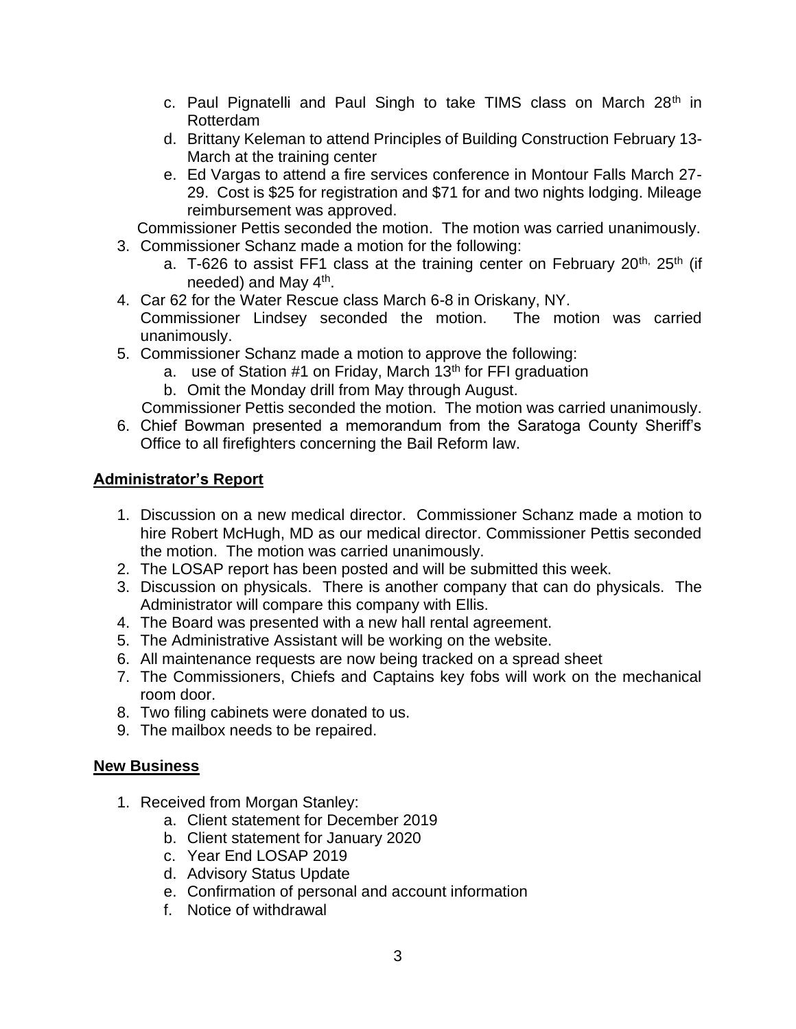c. Paul Pignatelli and Paul Singh to take TIMS class on March 28th in Rotterdam
d. Brittany Keleman to attend Principles of Building Construction February 13-March at the training center
e. Ed Vargas to attend a fire services conference in Montour Falls March 27-29. Cost is $25 for registration and $71 for and two nights lodging. Mileage reimbursement was approved.

Commissioner Pettis seconded the motion. The motion was carried unanimously.

3. Commissioner Schanz made a motion for the following:
   a. T-626 to assist FF1 class at the training center on February 20th, 25th (if needed) and May 4th.
4. Car 62 for the Water Rescue class March 6-8 in Oriskany, NY.
   Commissioner Lindsey seconded the motion. The motion was carried unanimously.
5. Commissioner Schanz made a motion to approve the following:
   a. use of Station #1 on Friday, March 13th for FFI graduation
   b. Omit the Monday drill from May through August.

   Commissioner Pettis seconded the motion. The motion was carried unanimously.
6. Chief Bowman presented a memorandum from the Saratoga County Sheriff's Office to all firefighters concerning the Bail Reform law.

## Administrator's Report

1. Discussion on a new medical director. Commissioner Schanz made a motion to hire Robert McHugh, MD as our medical director. Commissioner Pettis seconded the motion. The motion was carried unanimously.
2. The LOSAP report has been posted and will be submitted this week.
3. Discussion on physicals. There is another company that can do physicals. The Administrator will compare this company with Ellis.
4. The Board was presented with a new hall rental agreement.
5. The Administrative Assistant will be working on the website.
6. All maintenance requests are now being tracked on a spread sheet
7. The Commissioners, Chiefs and Captains key fobs will work on the mechanical room door.
8. Two filing cabinets were donated to us.
9. The mailbox needs to be repaired.

## New Business

1. Received from Morgan Stanley:
   a. Client statement for December 2019
   b. Client statement for January 2020
   c. Year End LOSAP 2019
   d. Advisory Status Update
   e. Confirmation of personal and account information
   f. Notice of withdrawal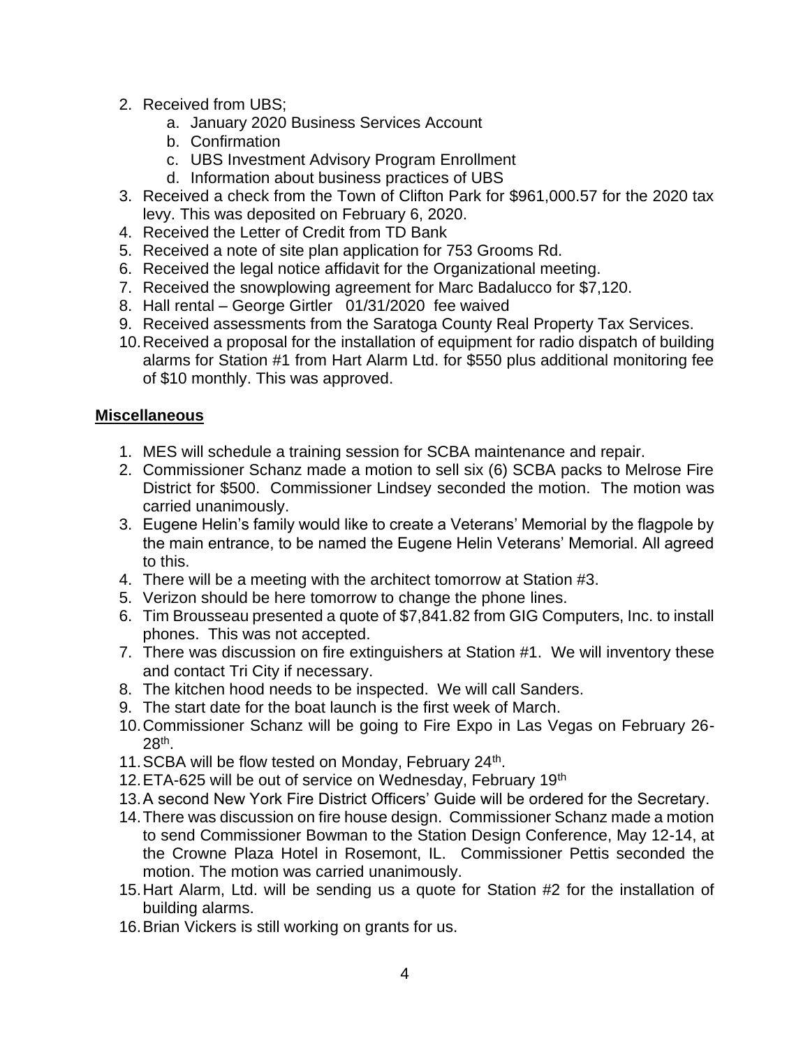2. Received from UBS;
    a. January 2020 Business Services Account
    b. Confirmation
    c. UBS Investment Advisory Program Enrollment
    d. Information about business practices of UBS
3. Received a check from the Town of Clifton Park for $961,000.57 for the 2020 tax levy. This was deposited on February 6, 2020.
4. Received the Letter of Credit from TD Bank
5. Received a note of site plan application for 753 Grooms Rd.
6. Received the legal notice affidavit for the Organizational meeting.
7. Received the snowplowing agreement for Marc Badalucco for $7,120.
8. Hall rental – George Girtler 01/31/2020 fee waived
9. Received assessments from the Saratoga County Real Property Tax Services.
10. Received a proposal for the installation of equipment for radio dispatch of building alarms for Station #1 from Hart Alarm Ltd. for $550 plus additional monitoring fee of $10 monthly. This was approved.

## **Miscellaneous**

1. MES will schedule a training session for SCBA maintenance and repair.
2. Commissioner Schanz made a motion to sell six (6) SCBA packs to Melrose Fire District for $500. Commissioner Lindsey seconded the motion. The motion was carried unanimously.
3. Eugene Helin's family would like to create a Veterans' Memorial by the flagpole by the main entrance, to be named the Eugene Helin Veterans' Memorial. All agreed to this.
4. There will be a meeting with the architect tomorrow at Station #3.
5. Verizon should be here tomorrow to change the phone lines.
6. Tim Brousseau presented a quote of $7,841.82 from GIG Computers, Inc. to install phones. This was not accepted.
7. There was discussion on fire extinguishers at Station #1. We will inventory these and contact Tri City if necessary.
8. The kitchen hood needs to be inspected. We will call Sanders.
9. The start date for the boat launch is the first week of March.
10. Commissioner Schanz will be going to Fire Expo in Las Vegas on February 26-28th.
11. SCBA will be flow tested on Monday, February 24th.
12. ETA-625 will be out of service on Wednesday, February 19th
13. A second New York Fire District Officers' Guide will be ordered for the Secretary.
14. There was discussion on fire house design. Commissioner Schanz made a motion to send Commissioner Bowman to the Station Design Conference, May 12-14, at the Crowne Plaza Hotel in Rosemont, IL. Commissioner Pettis seconded the motion. The motion was carried unanimously.
15. Hart Alarm, Ltd. will be sending us a quote for Station #2 for the installation of building alarms.
16. Brian Vickers is still working on grants for us.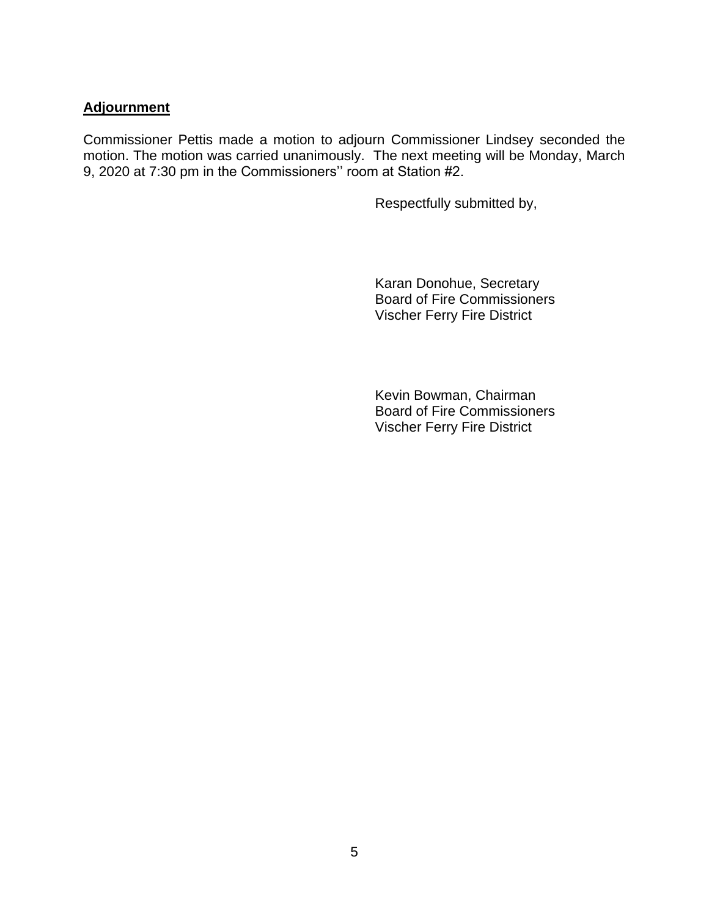**Adjournment**

Commissioner Pettis made a motion to adjourn Commissioner Lindsey seconded the motion. The motion was carried unanimously. The next meeting will be Monday, March 9, 2020 at 7:30 pm in the Commissioners'' room at Station #2.

Respectfully submitted by,

Karan Donohue, Secretary
Board of Fire Commissioners
Vischer Ferry Fire District

Kevin Bowman, Chairman
Board of Fire Commissioners
Vischer Ferry Fire District